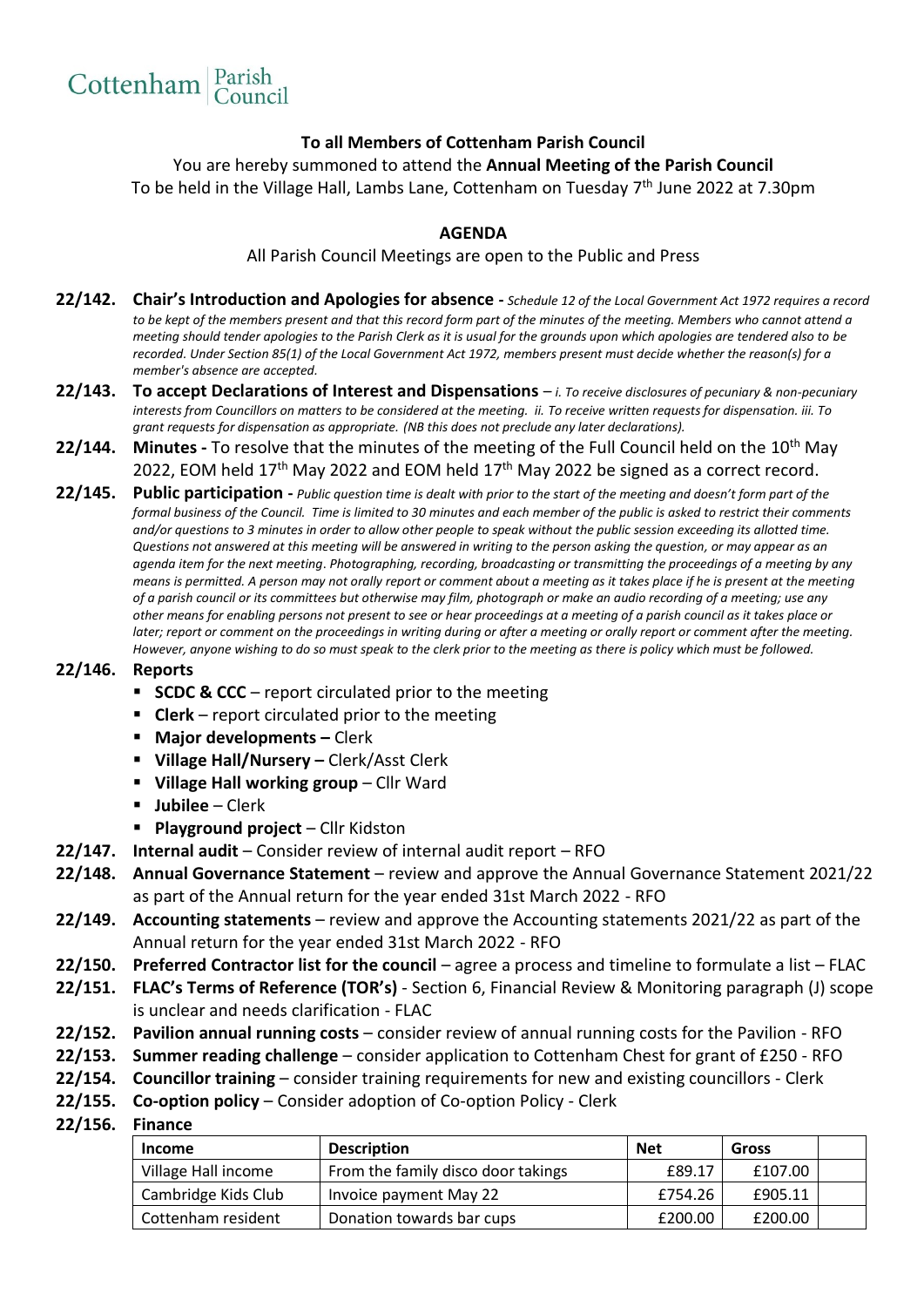Cottenham Parish Council

**To all Members of Cottenham Parish Council**

You are hereby summoned to attend the **Annual Meeting of the Parish Council**

To be held in the Village Hall, Lambs Lane, Cottenham on Tuesday 7th June 2022 at 7.30pm

**AGENDA**

All Parish Council Meetings are open to the Public and Press

**22/142. Chair's Introduction and Apologies for absence -** *Schedule 12 of the Local Government Act 1972 requires a record to be kept of the members present and that this record form part of the minutes of the meeting. Members who cannot attend a meeting should tender apologies to the Parish Clerk as it is usual for the grounds upon which apologies are tendered also to be recorded. Under Section 85(1) of the Local Government Act 1972, members present must decide whether the reason(s) for a member's absence are accepted.*

**22/143. To accept Declarations of Interest and Dispensations** – *i. To receive disclosures of pecuniary & non-pecuniary interests from Councillors on matters to be considered at the meeting. ii. To receive written requests for dispensation. iii. To grant requests for dispensation as appropriate. (NB this does not preclude any later declarations).*

**22/144. Minutes -** To resolve that the minutes of the meeting of the Full Council held on the 10th May 2022, EOM held 17th May 2022 and EOM held 17th May 2022 be signed as a correct record.

**22/145. Public participation -** *Public question time is dealt with prior to the start of the meeting and doesn't form part of the formal business of the Council. Time is limited to 30 minutes and each member of the public is asked to restrict their comments and/or questions to 3 minutes in order to allow other people to speak without the public session exceeding its allotted time. Questions not answered at this meeting will be answered in writing to the person asking the question, or may appear as an agenda item for the next meeting. Photographing, recording, broadcasting or transmitting the proceedings of a meeting by any means is permitted. A person may not orally report or comment about a meeting as it takes place if he is present at the meeting of a parish council or its committees but otherwise may film, photograph or make an audio recording of a meeting; use any other means for enabling persons not present to see or hear proceedings at a meeting of a parish council as it takes place or later; report or comment on the proceedings in writing during or after a meeting or orally report or comment after the meeting. However, anyone wishing to do so must speak to the clerk prior to the meeting as there is policy which must be followed.*

**22/146. Reports**

- **SCDC & CCC** – report circulated prior to the meeting
- **Clerk** – report circulated prior to the meeting
- **Major developments –** Clerk
- **Village Hall/Nursery –** Clerk/Asst Clerk
- **Village Hall working group** – Cllr Ward
- **Jubilee** – Clerk
- **Playground project** – Cllr Kidston

**22/147. Internal audit** – Consider review of internal audit report – RFO

**22/148. Annual Governance Statement** – review and approve the Annual Governance Statement 2021/22 as part of the Annual return for the year ended 31st March 2022 - RFO

**22/149. Accounting statements** – review and approve the Accounting statements 2021/22 as part of the Annual return for the year ended 31st March 2022 - RFO

**22/150. Preferred Contractor list for the council** – agree a process and timeline to formulate a list – FLAC

**22/151. FLAC's Terms of Reference (TOR's)** - Section 6, Financial Review & Monitoring paragraph (J) scope is unclear and needs clarification - FLAC

**22/152. Pavilion annual running costs** – consider review of annual running costs for the Pavilion - RFO

**22/153. Summer reading challenge** – consider application to Cottenham Chest for grant of £250 - RFO

**22/154. Councillor training** – consider training requirements for new and existing councillors - Clerk

**22/155. Co-option policy** – Consider adoption of Co-option Policy - Clerk

**22/156. Finance**

| Income | Description | Net | Gross | |
|---|---|---|---|---|
| Village Hall income | From the family disco door takings | £89.17 | £107.00 | |
| Cambridge Kids Club | Invoice payment May 22 | £754.26 | £905.11 | |
| Cottenham resident | Donation towards bar cups | £200.00 | £200.00 | |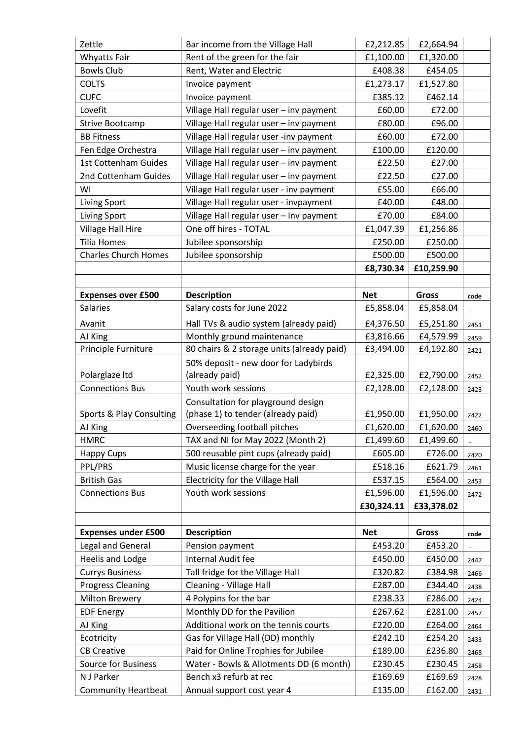| | | | | |
|---|---|---|---|---|
| Zettle | Bar income from the Village Hall | £2,212.85 | £2,664.94 | |
| Whyatts Fair | Rent of the green for the fair | £1,100.00 | £1,320.00 | |
| Bowls Club | Rent, Water and Electric | £408.38 | £454.05 | |
| COLTS | Invoice payment | £1,273.17 | £1,527.80 | |
| CUFC | Invoice payment | £385.12 | £462.14 | |
| Lovefit | Village Hall regular user – inv payment | £60.00 | £72.00 | |
| Strive Bootcamp | Village Hall regular user – inv payment | £80.00 | £96.00 | |
| BB Fitness | Village Hall regular user -inv payment | £60.00 | £72.00 | |
| Fen Edge Orchestra | Village Hall regular user – inv payment | £100.00 | £120.00 | |
| 1st Cottenham Guides | Village Hall regular user – inv payment | £22.50 | £27.00 | |
| 2nd Cottenham Guides | Village Hall regular user – inv payment | £22.50 | £27.00 | |
| WI | Village Hall regular user - inv payment | £55.00 | £66.00 | |
| Living Sport | Village Hall regular user - invpayment | £40.00 | £48.00 | |
| Living Sport | Village Hall regular user – Inv payment | £70.00 | £84.00 | |
| Village Hall Hire | One off hires - TOTAL | £1,047.39 | £1,256.86 | |
| Tilia Homes | Jubilee sponsorship | £250.00 | £250.00 | |
| Charles Church Homes | Jubilee sponsorship | £500.00 | £500.00 | |
| | | **£8,730.34** | **£10,259.90** | |

| **Expenses over £500** | **Description** | **Net** | **Gross** | **code** |
|---|---|---|---|---|
| Salaries | Salary costs for June 2022 | £5,858.04 | £5,858.04 | - |
| Avanit | Hall TVs & audio system (already paid) | £4,376.50 | £5,251.80 | 2451 |
| AJ King | Monthly ground maintenance | £3,816.66 | £4,579.99 | 2459 |
| Principle Furniture | 80 chairs & 2 storage units (already paid) | £3,494.00 | £4,192.80 | 2421 |
| Polarglaze ltd | 50% deposit - new door for Ladybirds (already paid) | £2,325.00 | £2,790.00 | 2452 |
| Connections Bus | Youth work sessions | £2,128.00 | £2,128.00 | 2423 |
| Sports & Play Consulting | Consultation for playground design (phase 1) to tender (already paid) | £1,950.00 | £1,950.00 | 2422 |
| AJ King | Overseeding football pitches | £1,620.00 | £1,620.00 | 2460 |
| HMRC | TAX and NI for May 2022 (Month 2) | £1,499.60 | £1,499.60 | - |
| Happy Cups | 500 reusable pint cups (already paid) | £605.00 | £726.00 | 2420 |
| PPL/PRS | Music license charge for the year | £518.16 | £621.79 | 2461 |
| British Gas | Electricity for the Village Hall | £537.15 | £564.00 | 2453 |
| Connections Bus | Youth work sessions | £1,596.00 | £1,596.00 | 2472 |
| | | **£30,324.11** | **£33,378.02** | |

| **Expenses under £500** | **Description** | **Net** | **Gross** | **code** |
|---|---|---|---|---|
| Legal and General | Pension payment | £453.20 | £453.20 | - |
| Heelis and Lodge | Internal Audit fee | £450.00 | £450.00 | 2447 |
| Currys Business | Tall fridge for the Village Hall | £320.82 | £384.98 | 2466 |
| Progress Cleaning | Cleaning - Village Hall | £287.00 | £344.40 | 2438 |
| Milton Brewery | 4 Polypins for the bar | £238.33 | £286.00 | 2424 |
| EDF Energy | Monthly DD for the Pavilion | £267.62 | £281.00 | 2457 |
| AJ King | Additional work on the tennis courts | £220.00 | £264.00 | 2464 |
| Ecotricity | Gas for Village Hall (DD) monthly | £242.10 | £254.20 | 2433 |
| CB Creative | Paid for Online Trophies for Jubilee | £189.00 | £236.80 | 2468 |
| Source for Business | Water - Bowls & Allotments DD (6 month) | £230.45 | £230.45 | 2458 |
| N J Parker | Bench x3 refurb at rec | £169.69 | £169.69 | 2428 |
| Community Heartbeat | Annual support cost year 4 | £135.00 | £162.00 | 2431 |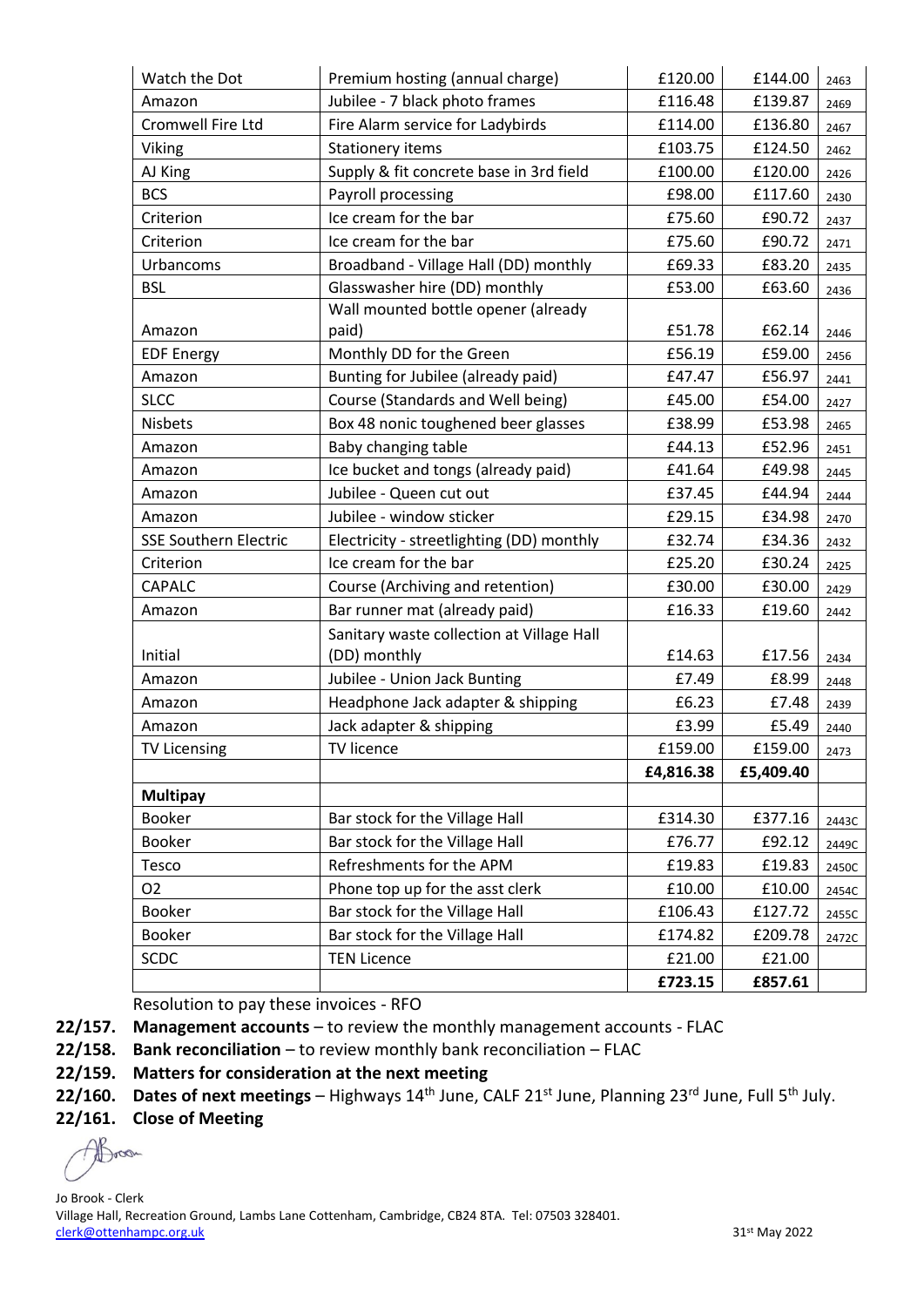| | | | | |
|---|---|---|---|---|
| Watch the Dot | Premium hosting (annual charge) | £120.00 | £144.00 | 2463 |
| Amazon | Jubilee - 7 black photo frames | £116.48 | £139.87 | 2469 |
| Cromwell Fire Ltd | Fire Alarm service for Ladybirds | £114.00 | £136.80 | 2467 |
| Viking | Stationery items | £103.75 | £124.50 | 2462 |
| AJ King | Supply & fit concrete base in 3rd field | £100.00 | £120.00 | 2426 |
| BCS | Payroll processing | £98.00 | £117.60 | 2430 |
| Criterion | Ice cream for the bar | £75.60 | £90.72 | 2437 |
| Criterion | Ice cream for the bar | £75.60 | £90.72 | 2471 |
| Urbancoms | Broadband - Village Hall (DD) monthly | £69.33 | £83.20 | 2435 |
| BSL | Glasswasher hire (DD) monthly | £53.00 | £63.60 | 2436 |
| Amazon | Wall mounted bottle opener (already paid) | £51.78 | £62.14 | 2446 |
| EDF Energy | Monthly DD for the Green | £56.19 | £59.00 | 2456 |
| Amazon | Bunting for Jubilee (already paid) | £47.47 | £56.97 | 2441 |
| SLCC | Course (Standards and Well being) | £45.00 | £54.00 | 2427 |
| Nisbets | Box 48 nonic toughened beer glasses | £38.99 | £53.98 | 2465 |
| Amazon | Baby changing table | £44.13 | £52.96 | 2451 |
| Amazon | Ice bucket and tongs (already paid) | £41.64 | £49.98 | 2445 |
| Amazon | Jubilee - Queen cut out | £37.45 | £44.94 | 2444 |
| Amazon | Jubilee - window sticker | £29.15 | £34.98 | 2470 |
| SSE Southern Electric | Electricity - streetlighting (DD) monthly | £32.74 | £34.36 | 2432 |
| Criterion | Ice cream for the bar | £25.20 | £30.24 | 2425 |
| CAPALC | Course (Archiving and retention) | £30.00 | £30.00 | 2429 |
| Amazon | Bar runner mat (already paid) | £16.33 | £19.60 | 2442 |
| Initial | Sanitary waste collection at Village Hall (DD) monthly | £14.63 | £17.56 | 2434 |
| Amazon | Jubilee - Union Jack Bunting | £7.49 | £8.99 | 2448 |
| Amazon | Headphone Jack adapter & shipping | £6.23 | £7.48 | 2439 |
| Amazon | Jack adapter & shipping | £3.99 | £5.49 | 2440 |
| TV Licensing | TV licence | £159.00 | £159.00 | 2473 |
| | | **£4,816.38** | **£5,409.40** | |
| **Multipay** | | | | |
| Booker | Bar stock for the Village Hall | £314.30 | £377.16 | 2443C |
| Booker | Bar stock for the Village Hall | £76.77 | £92.12 | 2449C |
| Tesco | Refreshments for the APM | £19.83 | £19.83 | 2450C |
| O2 | Phone top up for the asst clerk | £10.00 | £10.00 | 2454C |
| Booker | Bar stock for the Village Hall | £106.43 | £127.72 | 2455C |
| Booker | Bar stock for the Village Hall | £174.82 | £209.78 | 2472C |
| SCDC | TEN Licence | £21.00 | £21.00 | |
| | | **£723.15** | **£857.61** | |

Resolution to pay these invoices - RFO

**22/157. Management accounts** – to review the monthly management accounts - FLAC

**22/158. Bank reconciliation** – to review monthly bank reconciliation – FLAC

**22/159. Matters for consideration at the next meeting**

**22/160. Dates of next meetings** – Highways 14th June, CALF 21st June, Planning 23rd June, Full 5th July.

**22/161. Close of Meeting**

Jo Brook - Clerk

Village Hall, Recreation Ground, Lambs Lane Cottenham, Cambridge, CB24 8TA. Tel: 07503 328401.

clerk@ottenhampc.org.uk

31st May 2022